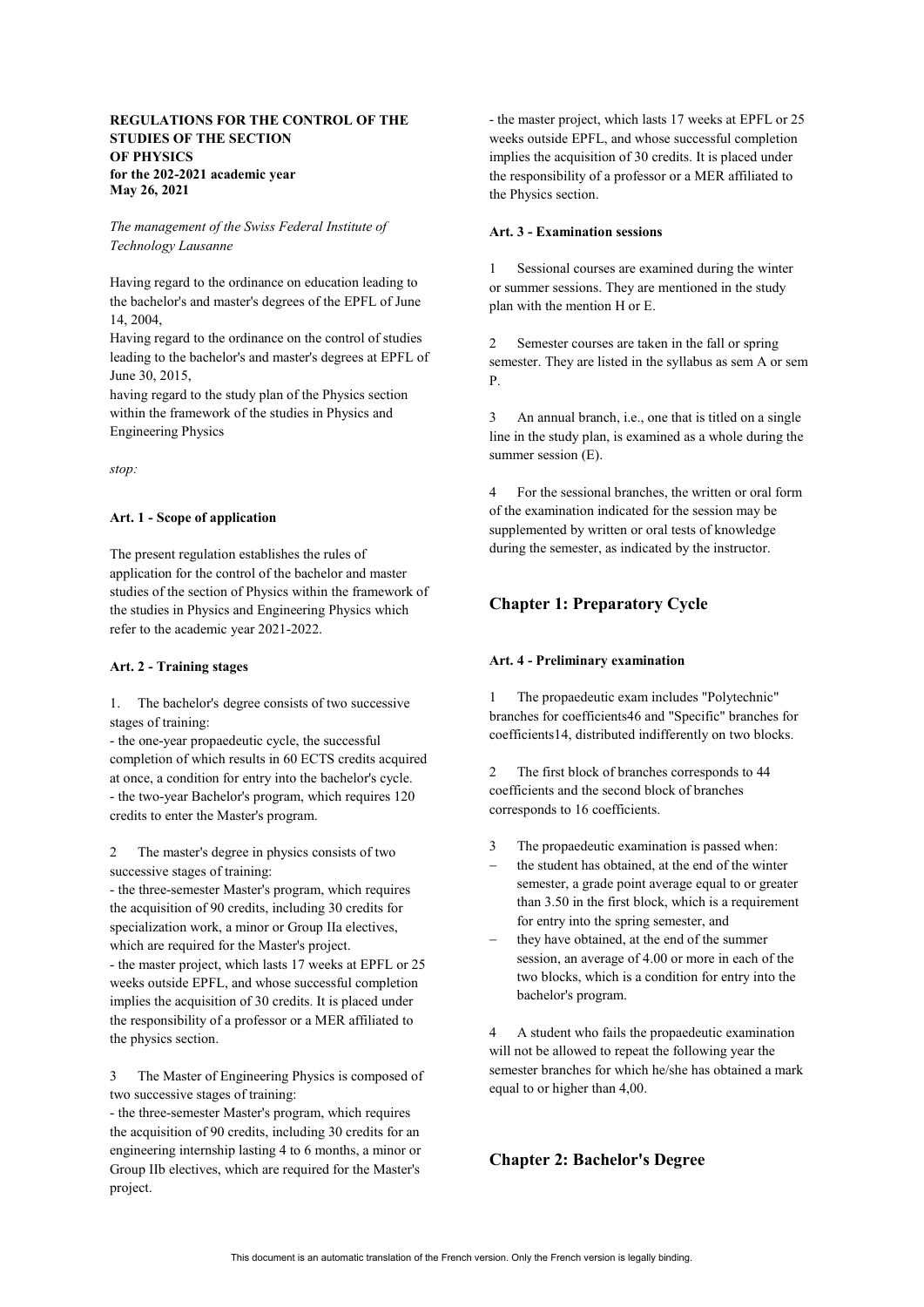**REGULATIONS FOR THE CONTROL OF THE STUDIES OF THE SECTION OF PHYSICS for the 202-2021 academic year May 26, 2021**

*The management of the Swiss Federal Institute of Technology Lausanne*

Having regard to the ordinance on education leading to the bachelor's and master's degrees of the EPFL of June 14, 2004,
Having regard to the ordinance on the control of studies leading to the bachelor's and master's degrees at EPFL of June 30, 2015,
having regard to the study plan of the Physics section within the framework of the studies in Physics and Engineering Physics

*stop:*

**Art. 1 - Scope of application**

The present regulation establishes the rules of application for the control of the bachelor and master studies of the section of Physics within the framework of the studies in Physics and Engineering Physics which refer to the academic year 2021-2022.

**Art. 2 - Training stages**

1. The bachelor's degree consists of two successive stages of training:
- the one-year propaedeutic cycle, the successful completion of which results in 60 ECTS credits acquired at once, a condition for entry into the bachelor's cycle.
- the two-year Bachelor's program, which requires 120 credits to enter the Master's program.

2 The master's degree in physics consists of two successive stages of training:
- the three-semester Master's program, which requires the acquisition of 90 credits, including 30 credits for specialization work, a minor or Group IIa electives, which are required for the Master's project.
- the master project, which lasts 17 weeks at EPFL or 25 weeks outside EPFL, and whose successful completion implies the acquisition of 30 credits. It is placed under the responsibility of a professor or a MER affiliated to the physics section.

3 The Master of Engineering Physics is composed of two successive stages of training:
- the three-semester Master's program, which requires the acquisition of 90 credits, including 30 credits for an engineering internship lasting 4 to 6 months, a minor or Group IIb electives, which are required for the Master's project.
- the master project, which lasts 17 weeks at EPFL or 25 weeks outside EPFL, and whose successful completion implies the acquisition of 30 credits. It is placed under the responsibility of a professor or a MER affiliated to the Physics section.

**Art. 3 - Examination sessions**

1 Sessional courses are examined during the winter or summer sessions. They are mentioned in the study plan with the mention H or E.

2 Semester courses are taken in the fall or spring semester. They are listed in the syllabus as sem A or sem P.

3 An annual branch, i.e., one that is titled on a single line in the study plan, is examined as a whole during the summer session (E).

4 For the sessional branches, the written or oral form of the examination indicated for the session may be supplemented by written or oral tests of knowledge during the semester, as indicated by the instructor.

## Chapter 1: Preparatory Cycle

**Art. 4 - Preliminary examination**

1 The propaedeutic exam includes "Polytechnic" branches for coefficients46 and "Specific" branches for coefficients14, distributed indifferently on two blocks.

2 The first block of branches corresponds to 44 coefficients and the second block of branches corresponds to 16 coefficients.

3 The propaedeutic examination is passed when:
- the student has obtained, at the end of the winter semester, a grade point average equal to or greater than 3.50 in the first block, which is a requirement for entry into the spring semester, and
- they have obtained, at the end of the summer session, an average of 4.00 or more in each of the two blocks, which is a condition for entry into the bachelor's program.

4 A student who fails the propaedeutic examination will not be allowed to repeat the following year the semester branches for which he/she has obtained a mark equal to or higher than 4,00.

## Chapter 2: Bachelor's Degree

This document is an automatic translation of the French version. Only the French version is legally binding.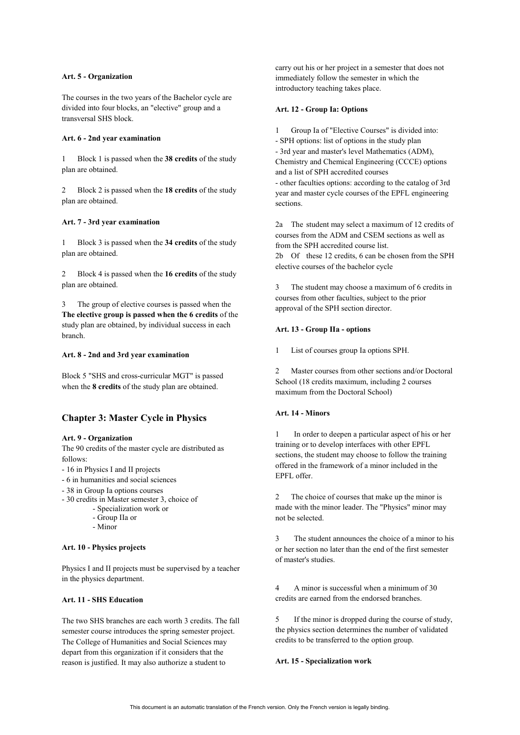#### Art. 5 - Organization

The courses in the two years of the Bachelor cycle are divided into four blocks, an "elective" group and a transversal SHS block.

#### Art. 6 - 2nd year examination

1 Block 1 is passed when the **38 credits** of the study plan are obtained.

2 Block 2 is passed when the **18 credits** of the study plan are obtained.

#### Art. 7 - 3rd year examination

1 Block 3 is passed when the **34 credits** of the study plan are obtained.

2 Block 4 is passed when the **16 credits** of the study plan are obtained.

3 The group of elective courses is passed when the **The elective group is passed when the 6 credits** of the study plan are obtained, by individual success in each branch.

#### Art. 8 - 2nd and 3rd year examination

Block 5 "SHS and cross-curricular MGT" is passed when the **8 credits** of the study plan are obtained.

## Chapter 3: Master Cycle in Physics

#### Art. 9 - Organization

The 90 credits of the master cycle are distributed as follows:

- 16 in Physics I and II projects
- 6 in humanities and social sciences
- 38 in Group Ia options courses
- 30 credits in Master semester 3, choice of
  - Specialization work or
  - Group IIa or
  - Minor

#### Art. 10 - Physics projects

Physics I and II projects must be supervised by a teacher in the physics department.

#### Art. 11 - SHS Education

The two SHS branches are each worth 3 credits. The fall semester course introduces the spring semester project. The College of Humanities and Social Sciences may depart from this organization if it considers that the reason is justified. It may also authorize a student to carry out his or her project in a semester that does not immediately follow the semester in which the introductory teaching takes place.

#### Art. 12 - Group Ia: Options

1 Group Ia of "Elective Courses" is divided into:
- SPH options: list of options in the study plan
- 3rd year and master's level Mathematics (ADM), Chemistry and Chemical Engineering (CCCE) options and a list of SPH accredited courses
- other faculties options: according to the catalog of 3rd year and master cycle courses of the EPFL engineering sections.

2a The student may select a maximum of 12 credits of courses from the ADM and CSEM sections as well as from the SPH accredited course list.

2b Of these 12 credits, 6 can be chosen from the SPH elective courses of the bachelor cycle

3 The student may choose a maximum of 6 credits in courses from other faculties, subject to the prior approval of the SPH section director.

#### Art. 13 - Group IIa - options

1 List of courses group Ia options SPH.

2 Master courses from other sections and/or Doctoral School (18 credits maximum, including 2 courses maximum from the Doctoral School)

#### Art. 14 - Minors

1 In order to deepen a particular aspect of his or her training or to develop interfaces with other EPFL sections, the student may choose to follow the training offered in the framework of a minor included in the EPFL offer.

2 The choice of courses that make up the minor is made with the minor leader. The "Physics" minor may not be selected.

3 The student announces the choice of a minor to his or her section no later than the end of the first semester of master's studies.

4 A minor is successful when a minimum of 30 credits are earned from the endorsed branches.

5 If the minor is dropped during the course of study, the physics section determines the number of validated credits to be transferred to the option group.

#### Art. 15 - Specialization work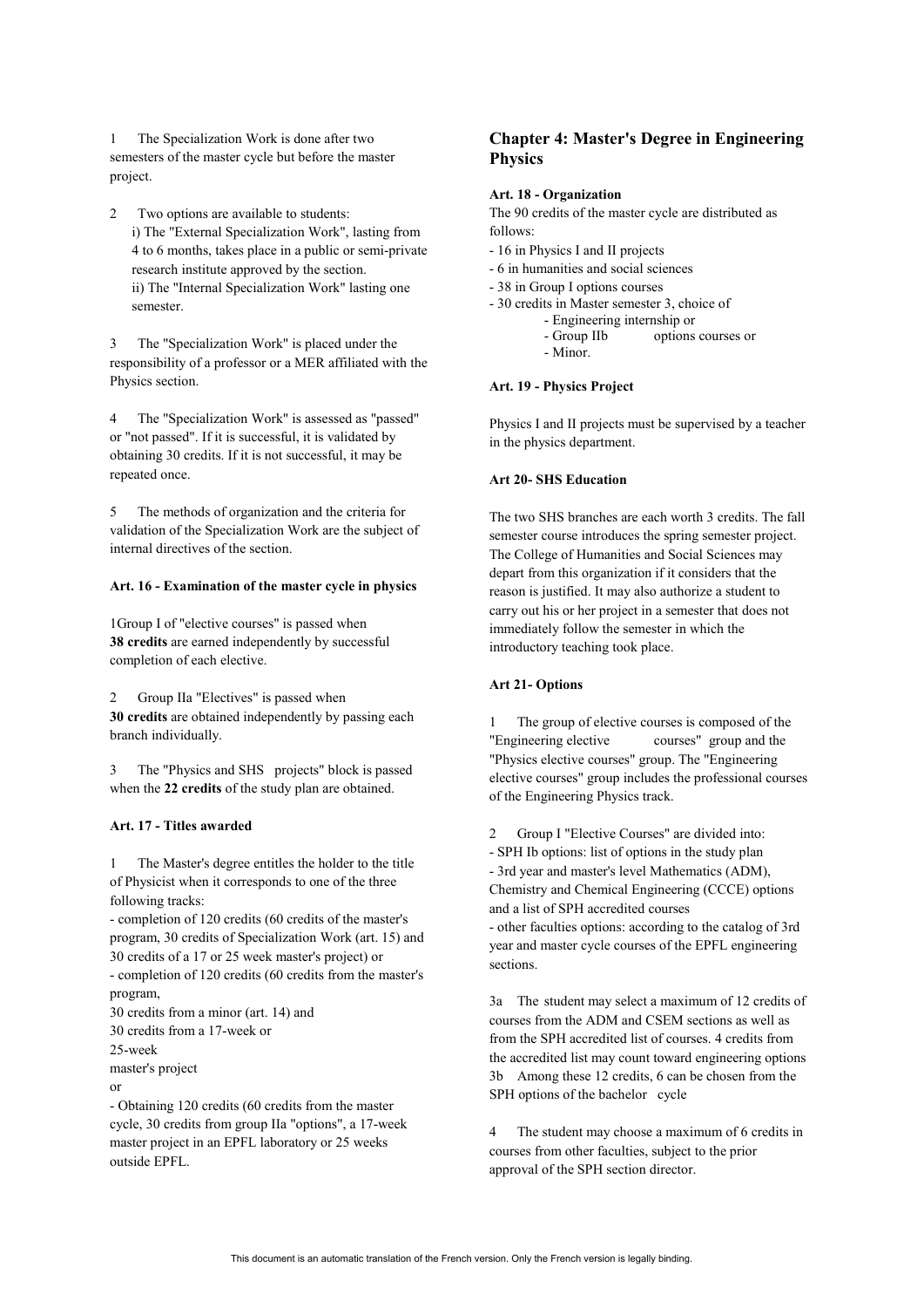1 The Specialization Work is done after two semesters of the master cycle but before the master project.

2 Two options are available to students:
 i) The "External Specialization Work", lasting from 4 to 6 months, takes place in a public or semi-private research institute approved by the section.
 ii) The "Internal Specialization Work" lasting one semester.

3 The "Specialization Work" is placed under the responsibility of a professor or a MER affiliated with the Physics section.

4 The "Specialization Work" is assessed as "passed" or "not passed". If it is successful, it is validated by obtaining 30 credits. If it is not successful, it may be repeated once.

5 The methods of organization and the criteria for validation of the Specialization Work are the subject of internal directives of the section.

**Art. 16 - Examination of the master cycle in physics**

1Group I of "elective courses" is passed when **38 credits** are earned independently by successful completion of each elective.

2 Group IIa "Electives" is passed when **30 credits** are obtained independently by passing each branch individually.

3 The "Physics and SHS projects" block is passed when the **22 credits** of the study plan are obtained.

**Art. 17 - Titles awarded**

1 The Master's degree entitles the holder to the title of Physicist when it corresponds to one of the three following tracks:
- completion of 120 credits (60 credits of the master's program, 30 credits of Specialization Work (art. 15) and 30 credits of a 17 or 25 week master's project) or
- completion of 120 credits (60 credits from the master's program,
30 credits from a minor (art. 14) and
30 credits from a 17-week or
25-week
master's project
or
- Obtaining 120 credits (60 credits from the master cycle, 30 credits from group IIa "options", a 17-week master project in an EPFL laboratory or 25 weeks outside EPFL.

## Chapter 4: Master's Degree in Engineering Physics

**Art. 18 - Organization**

The 90 credits of the master cycle are distributed as follows:
- 16 in Physics I and II projects
- 6 in humanities and social sciences
- 38 in Group I options courses
- 30 credits in Master semester 3, choice of
  - Engineering internship or
  - Group IIb options courses or
  - Minor.

**Art. 19 - Physics Project**

Physics I and II projects must be supervised by a teacher in the physics department.

**Art 20- SHS Education**

The two SHS branches are each worth 3 credits. The fall semester course introduces the spring semester project. The College of Humanities and Social Sciences may depart from this organization if it considers that the reason is justified. It may also authorize a student to carry out his or her project in a semester that does not immediately follow the semester in which the introductory teaching took place.

**Art 21- Options**

1 The group of elective courses is composed of the "Engineering elective courses" group and the "Physics elective courses" group. The "Engineering elective courses" group includes the professional courses of the Engineering Physics track.

2 Group I "Elective Courses" are divided into:
- SPH Ib options: list of options in the study plan
- 3rd year and master's level Mathematics (ADM), Chemistry and Chemical Engineering (CCCE) options and a list of SPH accredited courses
- other faculties options: according to the catalog of 3rd year and master cycle courses of the EPFL engineering sections.

3a The student may select a maximum of 12 credits of courses from the ADM and CSEM sections as well as from the SPH accredited list of courses. 4 credits from the accredited list may count toward engineering options
3b Among these 12 credits, 6 can be chosen from the SPH options of the bachelor cycle

4 The student may choose a maximum of 6 credits in courses from other faculties, subject to the prior approval of the SPH section director.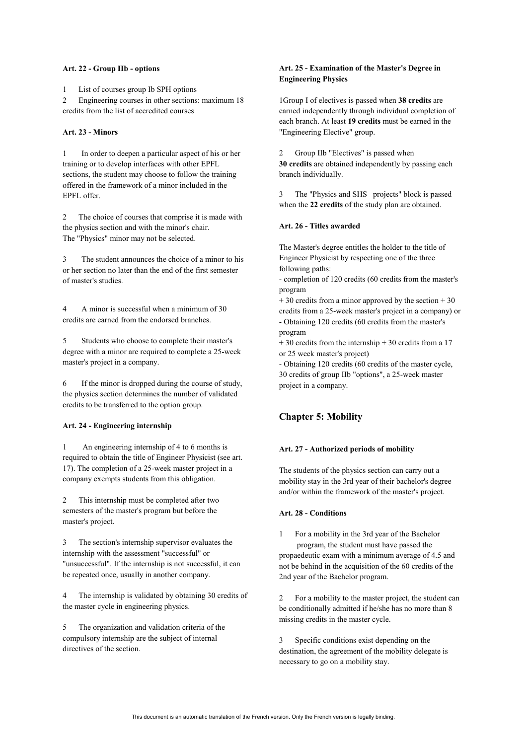#### Art. 22 - Group IIb - options

1 List of courses group Ib SPH options

2 Engineering courses in other sections: maximum 18 credits from the list of accredited courses

#### Art. 23 - Minors

1 In order to deepen a particular aspect of his or her training or to develop interfaces with other EPFL sections, the student may choose to follow the training offered in the framework of a minor included in the EPFL offer.

2 The choice of courses that comprise it is made with the physics section and with the minor's chair. The "Physics" minor may not be selected.

3 The student announces the choice of a minor to his or her section no later than the end of the first semester of master's studies.

4 A minor is successful when a minimum of 30 credits are earned from the endorsed branches.

5 Students who choose to complete their master's degree with a minor are required to complete a 25-week master's project in a company.

6 If the minor is dropped during the course of study, the physics section determines the number of validated credits to be transferred to the option group.

#### Art. 24 - Engineering internship

1 An engineering internship of 4 to 6 months is required to obtain the title of Engineer Physicist (see art. 17). The completion of a 25-week master project in a company exempts students from this obligation.

2 This internship must be completed after two semesters of the master's program but before the master's project.

3 The section's internship supervisor evaluates the internship with the assessment "successful" or "unsuccessful". If the internship is not successful, it can be repeated once, usually in another company.

4 The internship is validated by obtaining 30 credits of the master cycle in engineering physics.

5 The organization and validation criteria of the compulsory internship are the subject of internal directives of the section.

#### Art. 25 - Examination of the Master's Degree in Engineering Physics

1Group I of electives is passed when **38 credits** are earned independently through individual completion of each branch. At least **19 credits** must be earned in the "Engineering Elective" group.

2 Group IIb "Electives" is passed when **30 credits** are obtained independently by passing each branch individually.

3 The "Physics and SHS projects" block is passed when the **22 credits** of the study plan are obtained.

#### Art. 26 - Titles awarded

The Master's degree entitles the holder to the title of Engineer Physicist by respecting one of the three following paths:

- completion of 120 credits (60 credits from the master's program + 30 credits from a minor approved by the section + 30 credits from a 25-week master's project in a company) or
- Obtaining 120 credits (60 credits from the master's program + 30 credits from the internship + 30 credits from a 17 or 25 week master's project)
- Obtaining 120 credits (60 credits of the master cycle, 30 credits of group IIb "options", a 25-week master project in a company.

## Chapter 5: Mobility

#### Art. 27 - Authorized periods of mobility

The students of the physics section can carry out a mobility stay in the 3rd year of their bachelor's degree and/or within the framework of the master's project.

#### Art. 28 - Conditions

1 For a mobility in the 3rd year of the Bachelor program, the student must have passed the propaedeutic exam with a minimum average of 4.5 and not be behind in the acquisition of the 60 credits of the 2nd year of the Bachelor program.

2 For a mobility to the master project, the student can be conditionally admitted if he/she has no more than 8 missing credits in the master cycle.

3 Specific conditions exist depending on the destination, the agreement of the mobility delegate is necessary to go on a mobility stay.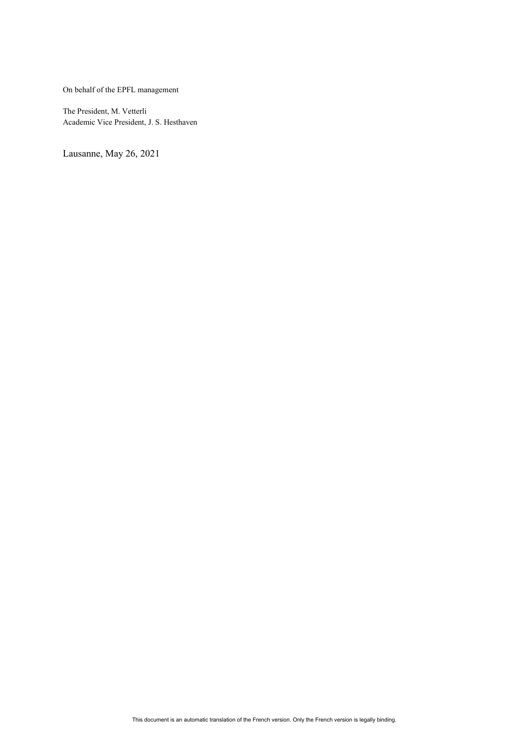On behalf of the EPFL management

The President, M. Vetterli
Academic Vice President, J. S. Hesthaven

Lausanne, May 26, 2021

This document is an automatic translation of the French version. Only the French version is legally binding.